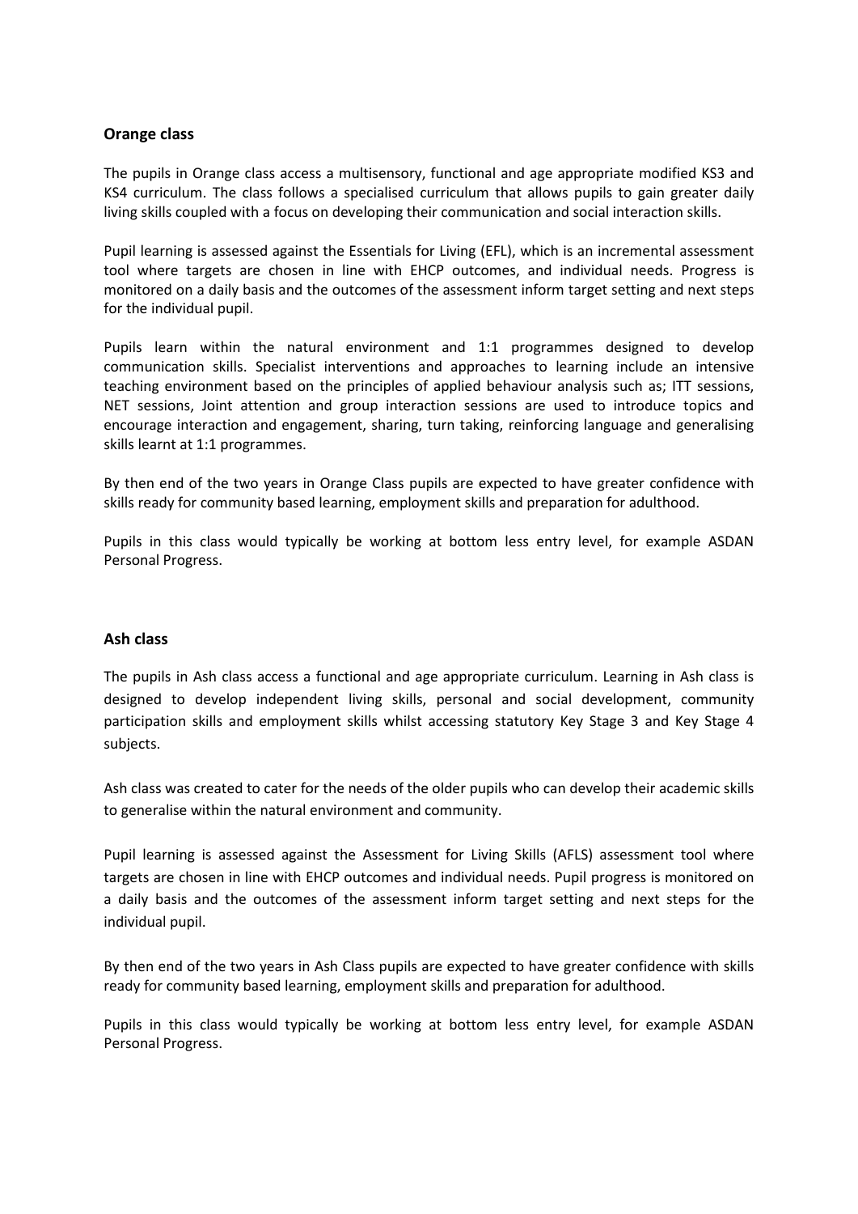## Orange class

The pupils in Orange class access a multisensory, functional and age appropriate modified KS3 and KS4 curriculum. The class follows a specialised curriculum that allows pupils to gain greater daily living skills coupled with a focus on developing their communication and social interaction skills.

Pupil learning is assessed against the Essentials for Living (EFL), which is an incremental assessment tool where targets are chosen in line with EHCP outcomes, and individual needs. Progress is monitored on a daily basis and the outcomes of the assessment inform target setting and next steps for the individual pupil.

Pupils learn within the natural environment and 1:1 programmes designed to develop communication skills. Specialist interventions and approaches to learning include an intensive teaching environment based on the principles of applied behaviour analysis such as; ITT sessions, NET sessions, Joint attention and group interaction sessions are used to introduce topics and encourage interaction and engagement, sharing, turn taking, reinforcing language and generalising skills learnt at 1:1 programmes.

By then end of the two years in Orange Class pupils are expected to have greater confidence with skills ready for community based learning, employment skills and preparation for adulthood.

Pupils in this class would typically be working at bottom less entry level, for example ASDAN Personal Progress.

## Ash class

The pupils in Ash class access a functional and age appropriate curriculum. Learning in Ash class is designed to develop independent living skills, personal and social development, community participation skills and employment skills whilst accessing statutory Key Stage 3 and Key Stage 4 subjects.

Ash class was created to cater for the needs of the older pupils who can develop their academic skills to generalise within the natural environment and community.

Pupil learning is assessed against the Assessment for Living Skills (AFLS) assessment tool where targets are chosen in line with EHCP outcomes and individual needs. Pupil progress is monitored on a daily basis and the outcomes of the assessment inform target setting and next steps for the individual pupil.

By then end of the two years in Ash Class pupils are expected to have greater confidence with skills ready for community based learning, employment skills and preparation for adulthood.

Pupils in this class would typically be working at bottom less entry level, for example ASDAN Personal Progress.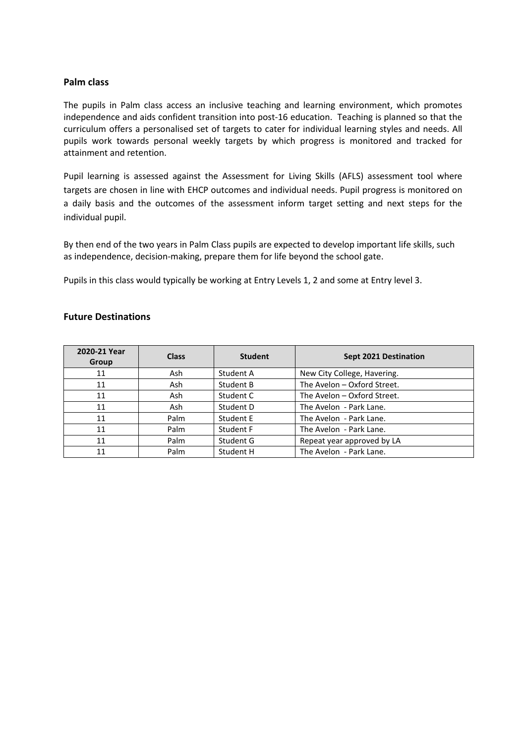## Palm class

The pupils in Palm class access an inclusive teaching and learning environment, which promotes independence and aids confident transition into post-16 education. Teaching is planned so that the curriculum offers a personalised set of targets to cater for individual learning styles and needs. All pupils work towards personal weekly targets by which progress is monitored and tracked for attainment and retention.

Pupil learning is assessed against the Assessment for Living Skills (AFLS) assessment tool where targets are chosen in line with EHCP outcomes and individual needs. Pupil progress is monitored on a daily basis and the outcomes of the assessment inform target setting and next steps for the individual pupil.

By then end of the two years in Palm Class pupils are expected to develop important life skills, such as independence, decision-making, prepare them for life beyond the school gate.

Pupils in this class would typically be working at Entry Levels 1, 2 and some at Entry level 3.

## Future Destinations

| 2020-21 Year Group | Class | Student | Sept 2021 Destination |
|---|---|---|---|
| 11 | Ash | Student A | New City College, Havering. |
| 11 | Ash | Student B | The Avelon – Oxford Street. |
| 11 | Ash | Student C | The Avelon – Oxford Street. |
| 11 | Ash | Student D | The Avelon - Park Lane. |
| 11 | Palm | Student E | The Avelon - Park Lane. |
| 11 | Palm | Student F | The Avelon - Park Lane. |
| 11 | Palm | Student G | Repeat year approved by LA |
| 11 | Palm | Student H | The Avelon - Park Lane. |